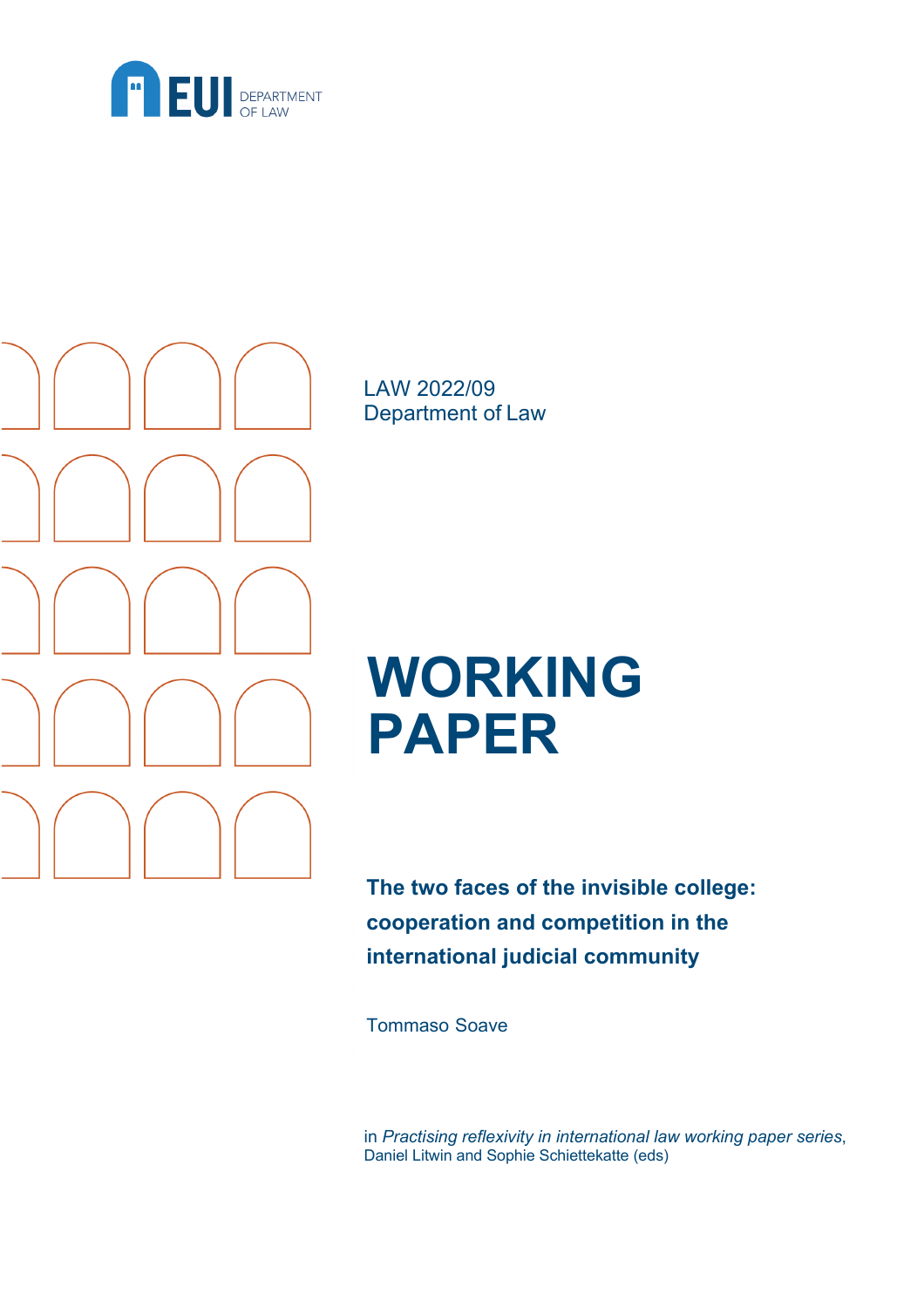EUI DEPARTMENT OF LAW

LAW 2022/09
Department of Law

# WORKING PAPER

**The two faces of the invisible college: cooperation and competition in the international judicial community**

Tommaso Soave

in *Practising reflexivity in international law working paper series*, Daniel Litwin and Sophie Schiettekatte (eds)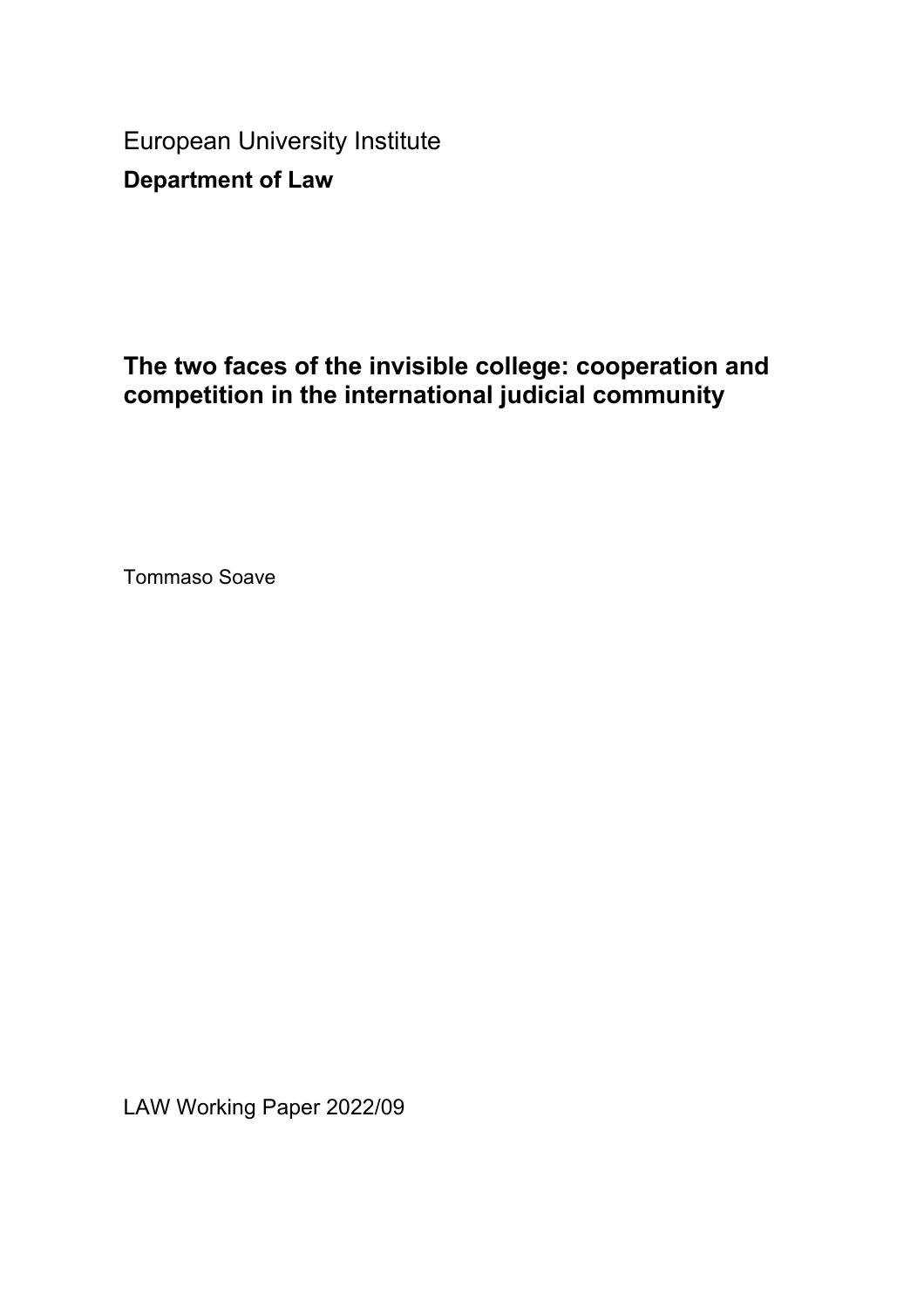European University Institute

**Department of Law**

# The two faces of the invisible college: cooperation and competition in the international judicial community

Tommaso Soave

LAW Working Paper 2022/09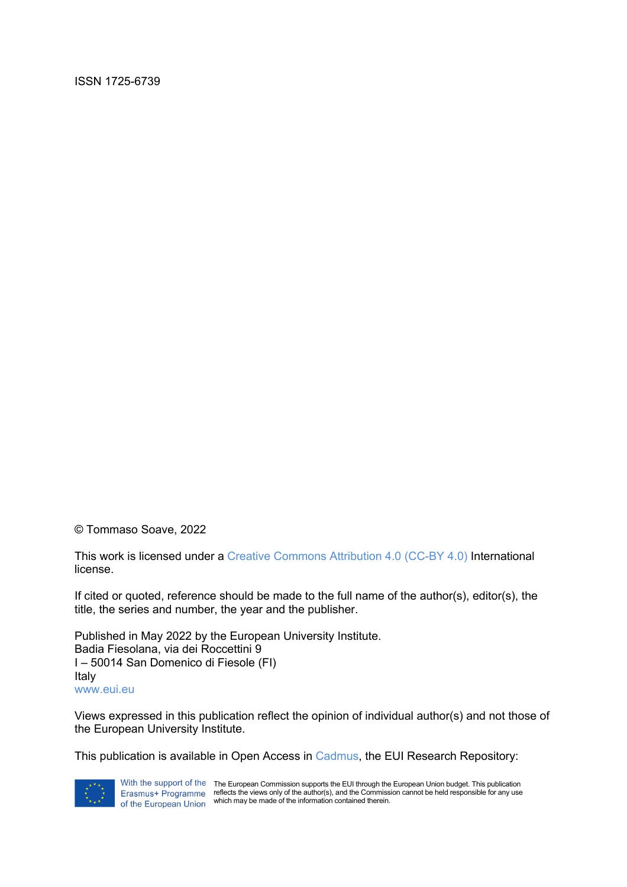ISSN 1725-6739

© Tommaso Soave, 2022

This work is licensed under a Creative Commons Attribution 4.0 (CC-BY 4.0) International license.

If cited or quoted, reference should be made to the full name of the author(s), editor(s), the title, the series and number, the year and the publisher.

Published in May 2022 by the European University Institute.  
Badia Fiesolana, via dei Roccettini 9  
I – 50014 San Domenico di Fiesole (FI)  
Italy  
www.eui.eu

Views expressed in this publication reflect the opinion of individual author(s) and not those of the European University Institute.

This publication is available in Open Access in Cadmus, the EUI Research Repository:

With the support of the Erasmus+ Programme of the European Union

The European Commission supports the EUI through the European Union budget. This publication reflects the views only of the author(s), and the Commission cannot be held responsible for any use which may be made of the information contained therein.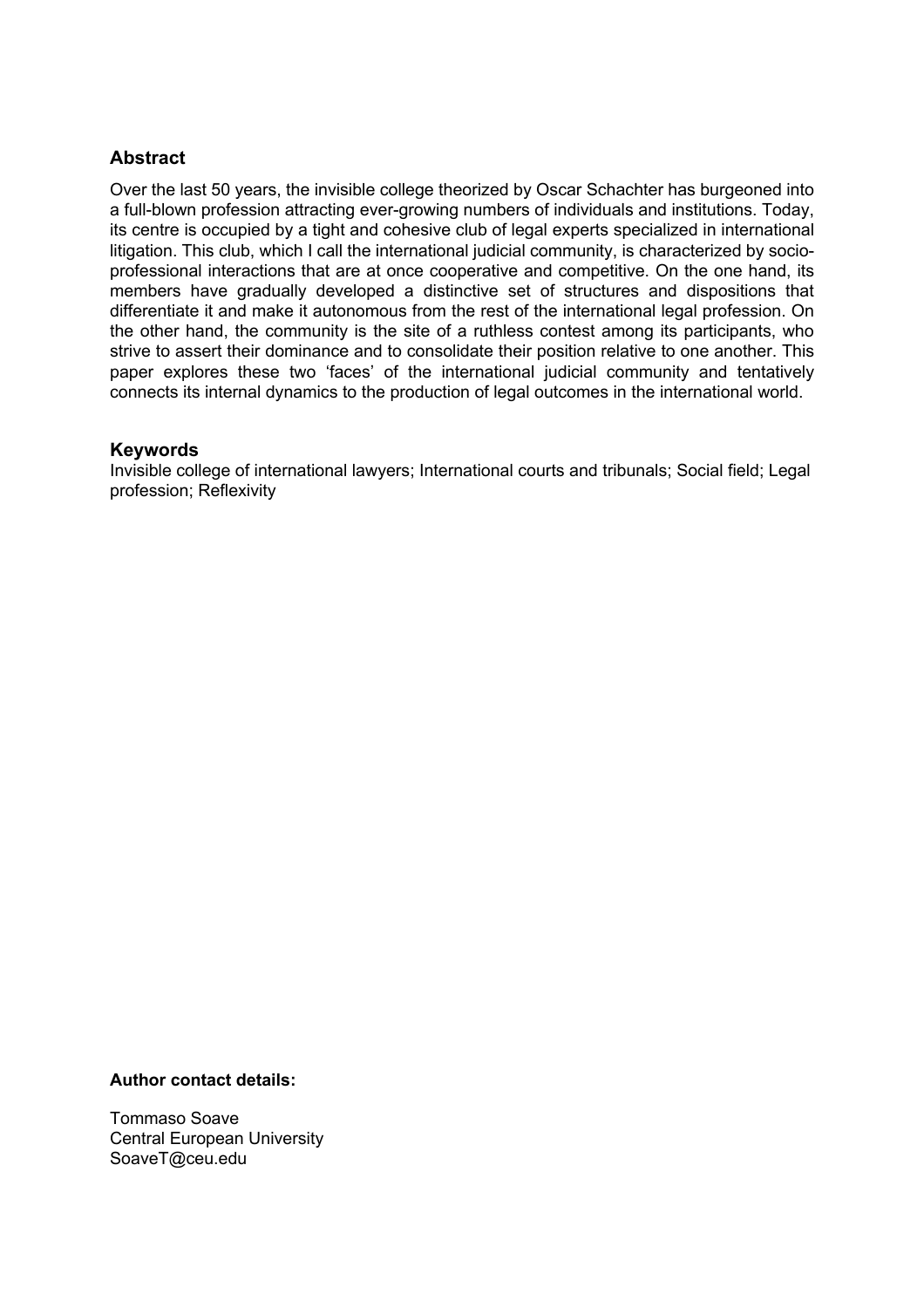## Abstract

Over the last 50 years, the invisible college theorized by Oscar Schachter has burgeoned into a full-blown profession attracting ever-growing numbers of individuals and institutions. Today, its centre is occupied by a tight and cohesive club of legal experts specialized in international litigation. This club, which I call the international judicial community, is characterized by socio-professional interactions that are at once cooperative and competitive. On the one hand, its members have gradually developed a distinctive set of structures and dispositions that differentiate it and make it autonomous from the rest of the international legal profession. On the other hand, the community is the site of a ruthless contest among its participants, who strive to assert their dominance and to consolidate their position relative to one another. This paper explores these two 'faces' of the international judicial community and tentatively connects its internal dynamics to the production of legal outcomes in the international world.

## Keywords

Invisible college of international lawyers; International courts and tribunals; Social field; Legal profession; Reflexivity

**Author contact details:**

Tommaso Soave
Central European University
SoaveT@ceu.edu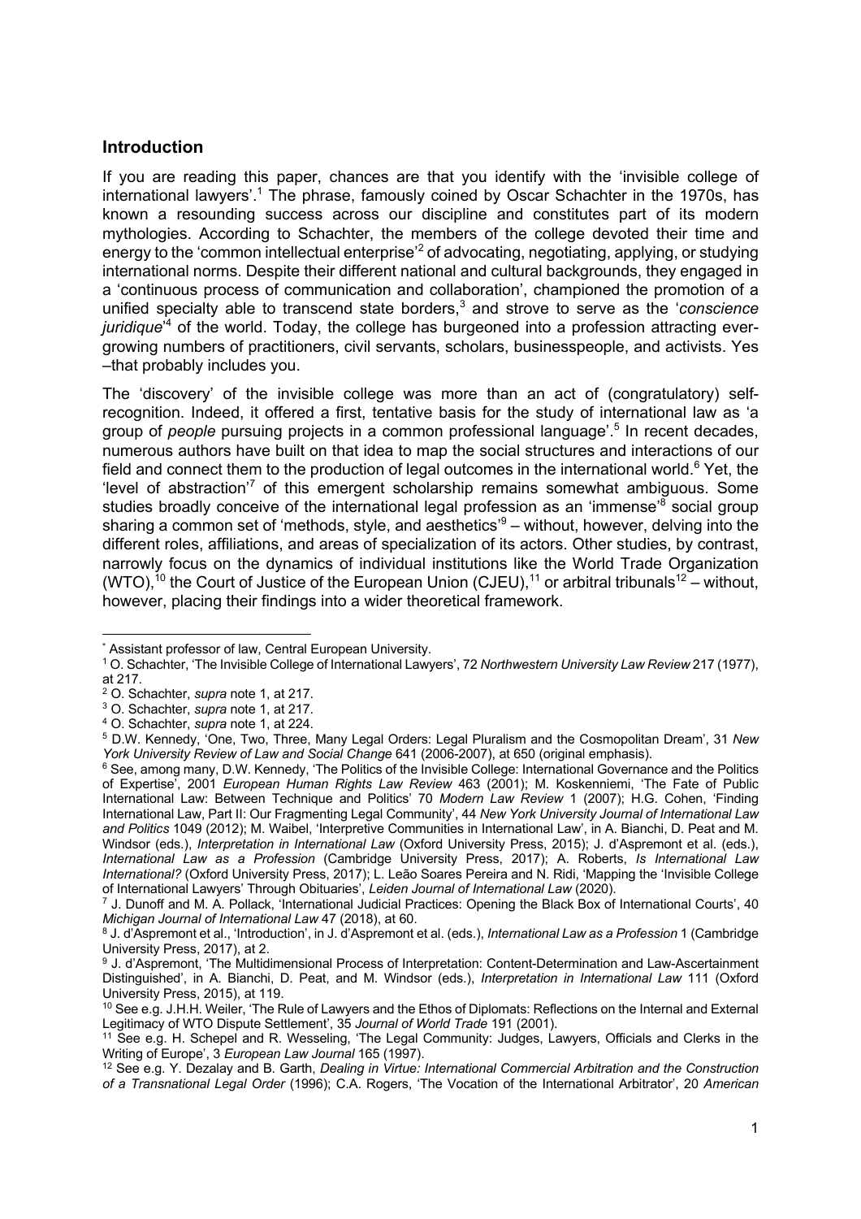## Introduction

If you are reading this paper, chances are that you identify with the 'invisible college of international lawyers'.[1] The phrase, famously coined by Oscar Schachter in the 1970s, has known a resounding success across our discipline and constitutes part of its modern mythologies. According to Schachter, the members of the college devoted their time and energy to the 'common intellectual enterprise'[2] of advocating, negotiating, applying, or studying international norms. Despite their different national and cultural backgrounds, they engaged in a 'continuous process of communication and collaboration', championed the promotion of a unified specialty able to transcend state borders,[3] and strove to serve as the '*conscience juridique*'[4] of the world. Today, the college has burgeoned into a profession attracting ever-growing numbers of practitioners, civil servants, scholars, businesspeople, and activists. Yes –that probably includes you.

The 'discovery' of the invisible college was more than an act of (congratulatory) self-recognition. Indeed, it offered a first, tentative basis for the study of international law as 'a group of *people* pursuing projects in a common professional language'.[5] In recent decades, numerous authors have built on that idea to map the social structures and interactions of our field and connect them to the production of legal outcomes in the international world.[6] Yet, the 'level of abstraction'[7] of this emergent scholarship remains somewhat ambiguous. Some studies broadly conceive of the international legal profession as an 'immense'[8] social group sharing a common set of 'methods, style, and aesthetics'[9] – without, however, delving into the different roles, affiliations, and areas of specialization of its actors. Other studies, by contrast, narrowly focus on the dynamics of individual institutions like the World Trade Organization (WTO),[10] the Court of Justice of the European Union (CJEU),[11] or arbitral tribunals[12] – without, however, placing their findings into a wider theoretical framework.

---

[*] Assistant professor of law, Central European University.

[1] O. Schachter, 'The Invisible College of International Lawyers', 72 *Northwestern University Law Review* 217 (1977), at 217.

[2] O. Schachter, *supra* note 1, at 217.

[3] O. Schachter, *supra* note 1, at 217.

[4] O. Schachter, *supra* note 1, at 224.

[5] D.W. Kennedy, 'One, Two, Three, Many Legal Orders: Legal Pluralism and the Cosmopolitan Dream', 31 *New York University Review of Law and Social Change* 641 (2006-2007), at 650 (original emphasis).

[6] See, among many, D.W. Kennedy, 'The Politics of the Invisible College: International Governance and the Politics of Expertise', 2001 *European Human Rights Law Review* 463 (2001); M. Koskenniemi, 'The Fate of Public International Law: Between Technique and Politics' 70 *Modern Law Review* 1 (2007); H.G. Cohen, 'Finding International Law, Part II: Our Fragmenting Legal Community', 44 *New York University Journal of International Law and Politics* 1049 (2012); M. Waibel, 'Interpretive Communities in International Law', in A. Bianchi, D. Peat and M. Windsor (eds.), *Interpretation in International Law* (Oxford University Press, 2015); J. d'Aspremont et al. (eds.), *International Law as a Profession* (Cambridge University Press, 2017); A. Roberts, *Is International Law International?* (Oxford University Press, 2017); L. Leão Soares Pereira and N. Ridi, 'Mapping the 'Invisible College of International Lawyers' Through Obituaries', *Leiden Journal of International Law* (2020).

[7] J. Dunoff and M. A. Pollack, 'International Judicial Practices: Opening the Black Box of International Courts', 40 *Michigan Journal of International Law* 47 (2018), at 60.

[8] J. d'Aspremont et al., 'Introduction', in J. d'Aspremont et al. (eds.), *International Law as a Profession* 1 (Cambridge University Press, 2017), at 2.

[9] J. d'Aspremont, 'The Multidimensional Process of Interpretation: Content-Determination and Law-Ascertainment Distinguished', in A. Bianchi, D. Peat, and M. Windsor (eds.), *Interpretation in International Law* 111 (Oxford University Press, 2015), at 119.

[10] See e.g. J.H.H. Weiler, 'The Rule of Lawyers and the Ethos of Diplomats: Reflections on the Internal and External Legitimacy of WTO Dispute Settlement', 35 *Journal of World Trade* 191 (2001).

[11] See e.g. H. Schepel and R. Wesseling, 'The Legal Community: Judges, Lawyers, Officials and Clerks in the Writing of Europe', 3 *European Law Journal* 165 (1997).

[12] See e.g. Y. Dezalay and B. Garth, *Dealing in Virtue: International Commercial Arbitration and the Construction of a Transnational Legal Order* (1996); C.A. Rogers, 'The Vocation of the International Arbitrator', 20 *American*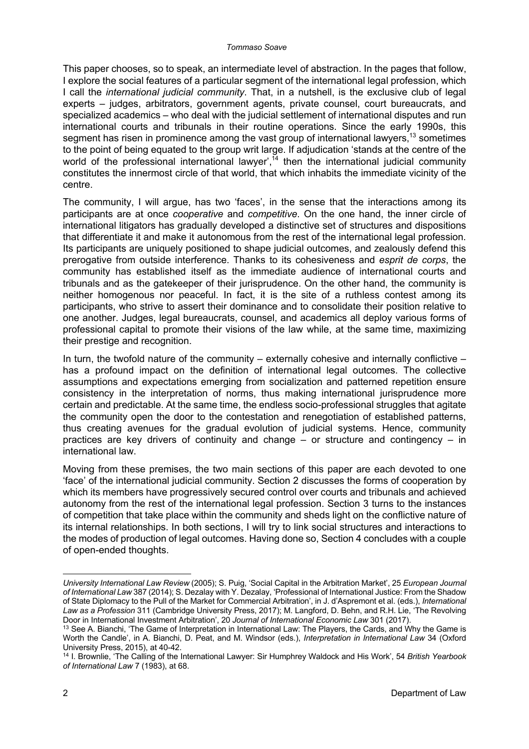This paper chooses, so to speak, an intermediate level of abstraction. In the pages that follow, I explore the social features of a particular segment of the international legal profession, which I call the *international judicial community*. That, in a nutshell, is the exclusive club of legal experts – judges, arbitrators, government agents, private counsel, court bureaucrats, and specialized academics – who deal with the judicial settlement of international disputes and run international courts and tribunals in their routine operations. Since the early 1990s, this segment has risen in prominence among the vast group of international lawyers,[13] sometimes to the point of being equated to the group writ large. If adjudication 'stands at the centre of the world of the professional international lawyer',[14] then the international judicial community constitutes the innermost circle of that world, that which inhabits the immediate vicinity of the centre.

The community, I will argue, has two 'faces', in the sense that the interactions among its participants are at once *cooperative* and *competitive*. On the one hand, the inner circle of international litigators has gradually developed a distinctive set of structures and dispositions that differentiate it and make it autonomous from the rest of the international legal profession. Its participants are uniquely positioned to shape judicial outcomes, and zealously defend this prerogative from outside interference. Thanks to its cohesiveness and *esprit de corps*, the community has established itself as the immediate audience of international courts and tribunals and as the gatekeeper of their jurisprudence. On the other hand, the community is neither homogenous nor peaceful. In fact, it is the site of a ruthless contest among its participants, who strive to assert their dominance and to consolidate their position relative to one another. Judges, legal bureaucrats, counsel, and academics all deploy various forms of professional capital to promote their visions of the law while, at the same time, maximizing their prestige and recognition.

In turn, the twofold nature of the community – externally cohesive and internally conflictive – has a profound impact on the definition of international legal outcomes. The collective assumptions and expectations emerging from socialization and patterned repetition ensure consistency in the interpretation of norms, thus making international jurisprudence more certain and predictable. At the same time, the endless socio-professional struggles that agitate the community open the door to the contestation and renegotiation of established patterns, thus creating avenues for the gradual evolution of judicial systems. Hence, community practices are key drivers of continuity and change – or structure and contingency – in international law.

Moving from these premises, the two main sections of this paper are each devoted to one 'face' of the international judicial community. Section 2 discusses the forms of cooperation by which its members have progressively secured control over courts and tribunals and achieved autonomy from the rest of the international legal profession. Section 3 turns to the instances of competition that take place within the community and sheds light on the conflictive nature of its internal relationships. In both sections, I will try to link social structures and interactions to the modes of production of legal outcomes. Having done so, Section 4 concludes with a couple of open-ended thoughts.

---

*University International Law Review* (2005); S. Puig, 'Social Capital in the Arbitration Market', 25 *European Journal of International Law* 387 (2014); S. Dezalay with Y. Dezalay, 'Professional of International Justice: From the Shadow of State Diplomacy to the Pull of the Market for Commercial Arbitration', in J. d'Aspremont et al. (eds.), *International Law as a Profession* 311 (Cambridge University Press, 2017); M. Langford, D. Behn, and R.H. Lie, 'The Revolving Door in International Investment Arbitration', 20 *Journal of International Economic Law* 301 (2017).

[13] See A. Bianchi, 'The Game of Interpretation in International Law: The Players, the Cards, and Why the Game is Worth the Candle', in A. Bianchi, D. Peat, and M. Windsor (eds.), *Interpretation in International Law* 34 (Oxford University Press, 2015), at 40-42.

[14] I. Brownlie, 'The Calling of the International Lawyer: Sir Humphrey Waldock and His Work', 54 *British Yearbook of International Law* 7 (1983), at 68.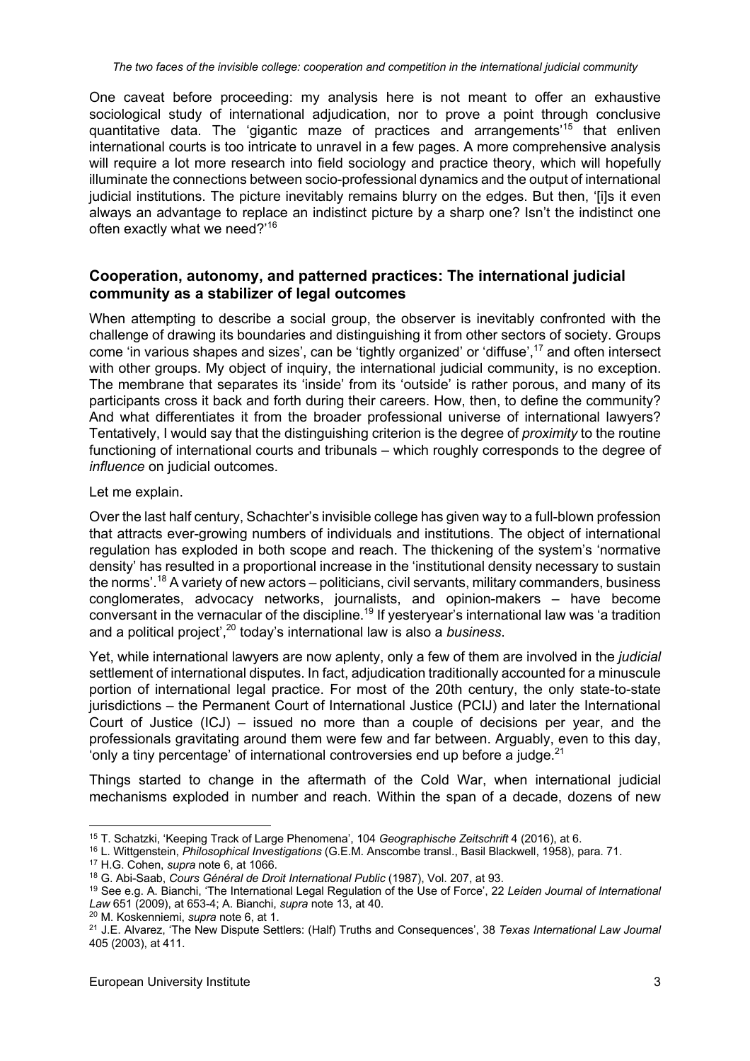One caveat before proceeding: my analysis here is not meant to offer an exhaustive sociological study of international adjudication, nor to prove a point through conclusive quantitative data. The 'gigantic maze of practices and arrangements'[15] that enliven international courts is too intricate to unravel in a few pages. A more comprehensive analysis will require a lot more research into field sociology and practice theory, which will hopefully illuminate the connections between socio-professional dynamics and the output of international judicial institutions. The picture inevitably remains blurry on the edges. But then, '[i]s it even always an advantage to replace an indistinct picture by a sharp one? Isn't the indistinct one often exactly what we need?'[16]

## Cooperation, autonomy, and patterned practices: The international judicial community as a stabilizer of legal outcomes

When attempting to describe a social group, the observer is inevitably confronted with the challenge of drawing its boundaries and distinguishing it from other sectors of society. Groups come 'in various shapes and sizes', can be 'tightly organized' or 'diffuse',[17] and often intersect with other groups. My object of inquiry, the international judicial community, is no exception. The membrane that separates its 'inside' from its 'outside' is rather porous, and many of its participants cross it back and forth during their careers. How, then, to define the community? And what differentiates it from the broader professional universe of international lawyers? Tentatively, I would say that the distinguishing criterion is the degree of *proximity* to the routine functioning of international courts and tribunals – which roughly corresponds to the degree of *influence* on judicial outcomes.

Let me explain.

Over the last half century, Schachter's invisible college has given way to a full-blown profession that attracts ever-growing numbers of individuals and institutions. The object of international regulation has exploded in both scope and reach. The thickening of the system's 'normative density' has resulted in a proportional increase in the 'institutional density necessary to sustain the norms'.[18] A variety of new actors – politicians, civil servants, military commanders, business conglomerates, advocacy networks, journalists, and opinion-makers – have become conversant in the vernacular of the discipline.[19] If yesteryear's international law was 'a tradition and a political project',[20] today's international law is also a *business*.

Yet, while international lawyers are now aplenty, only a few of them are involved in the *judicial* settlement of international disputes. In fact, adjudication traditionally accounted for a minuscule portion of international legal practice. For most of the 20th century, the only state-to-state jurisdictions – the Permanent Court of International Justice (PCIJ) and later the International Court of Justice (ICJ) – issued no more than a couple of decisions per year, and the professionals gravitating around them were few and far between. Arguably, even to this day, 'only a tiny percentage' of international controversies end up before a judge.[21]

Things started to change in the aftermath of the Cold War, when international judicial mechanisms exploded in number and reach. Within the span of a decade, dozens of new

---

[15] T. Schatzki, 'Keeping Track of Large Phenomena', 104 *Geographische Zeitschrift* 4 (2016), at 6.

[16] L. Wittgenstein, *Philosophical Investigations* (G.E.M. Anscombe transl., Basil Blackwell, 1958), para. 71.

[17] H.G. Cohen, *supra* note 6, at 1066.

[18] G. Abi-Saab, *Cours Général de Droit International Public* (1987), Vol. 207, at 93.

[19] See e.g. A. Bianchi, 'The International Legal Regulation of the Use of Force', 22 *Leiden Journal of International Law* 651 (2009), at 653-4; A. Bianchi, *supra* note 13, at 40.

[20] M. Koskenniemi, *supra* note 6, at 1.

[21] J.E. Alvarez, 'The New Dispute Settlers: (Half) Truths and Consequences', 38 *Texas International Law Journal* 405 (2003), at 411.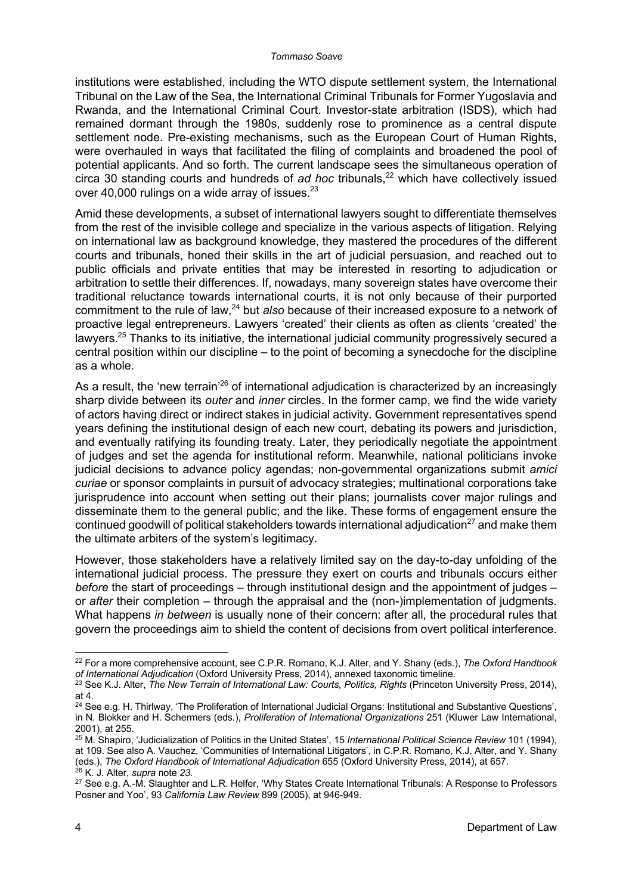institutions were established, including the WTO dispute settlement system, the International Tribunal on the Law of the Sea, the International Criminal Tribunals for Former Yugoslavia and Rwanda, and the International Criminal Court. Investor-state arbitration (ISDS), which had remained dormant through the 1980s, suddenly rose to prominence as a central dispute settlement node. Pre-existing mechanisms, such as the European Court of Human Rights, were overhauled in ways that facilitated the filing of complaints and broadened the pool of potential applicants. And so forth. The current landscape sees the simultaneous operation of circa 30 standing courts and hundreds of *ad hoc* tribunals,[22] which have collectively issued over 40,000 rulings on a wide array of issues.[23]

Amid these developments, a subset of international lawyers sought to differentiate themselves from the rest of the invisible college and specialize in the various aspects of litigation. Relying on international law as background knowledge, they mastered the procedures of the different courts and tribunals, honed their skills in the art of judicial persuasion, and reached out to public officials and private entities that may be interested in resorting to adjudication or arbitration to settle their differences. If, nowadays, many sovereign states have overcome their traditional reluctance towards international courts, it is not only because of their purported commitment to the rule of law,[24] but *also* because of their increased exposure to a network of proactive legal entrepreneurs. Lawyers 'created' their clients as often as clients 'created' the lawyers.[25] Thanks to its initiative, the international judicial community progressively secured a central position within our discipline – to the point of becoming a synecdoche for the discipline as a whole.

As a result, the 'new terrain'[26] of international adjudication is characterized by an increasingly sharp divide between its *outer* and *inner* circles. In the former camp, we find the wide variety of actors having direct or indirect stakes in judicial activity. Government representatives spend years defining the institutional design of each new court, debating its powers and jurisdiction, and eventually ratifying its founding treaty. Later, they periodically negotiate the appointment of judges and set the agenda for institutional reform. Meanwhile, national politicians invoke judicial decisions to advance policy agendas; non-governmental organizations submit *amici curiae* or sponsor complaints in pursuit of advocacy strategies; multinational corporations take jurisprudence into account when setting out their plans; journalists cover major rulings and disseminate them to the general public; and the like. These forms of engagement ensure the continued goodwill of political stakeholders towards international adjudication[27] and make them the ultimate arbiters of the system's legitimacy.

However, those stakeholders have a relatively limited say on the day-to-day unfolding of the international judicial process. The pressure they exert on courts and tribunals occurs either *before* the start of proceedings – through institutional design and the appointment of judges – or *after* their completion – through the appraisal and the (non-)implementation of judgments. What happens *in between* is usually none of their concern: after all, the procedural rules that govern the proceedings aim to shield the content of decisions from overt political interference.

---

[22] For a more comprehensive account, see C.P.R. Romano, K.J. Alter, and Y. Shany (eds.), *The Oxford Handbook of International Adjudication* (Oxford University Press, 2014), annexed taxonomic timeline.

[23] See K.J. Alter, *The New Terrain of International Law: Courts, Politics, Rights* (Princeton University Press, 2014), at 4.

[24] See e.g. H. Thirlway, 'The Proliferation of International Judicial Organs: Institutional and Substantive Questions', in N. Blokker and H. Schermers (eds.), *Proliferation of International Organizations* 251 (Kluwer Law International, 2001), at 255.

[25] M. Shapiro, 'Judicialization of Politics in the United States', 15 *International Political Science Review* 101 (1994), at 109. See also A. Vauchez, 'Communities of International Litigators', in C.P.R. Romano, K.J. Alter, and Y. Shany (eds.), *The Oxford Handbook of International Adjudication* 655 (Oxford University Press, 2014), at 657.

[26] K. J. Alter, *supra* note *23*.

[27] See e.g. A.-M. Slaughter and L.R. Helfer, 'Why States Create International Tribunals: A Response to Professors Posner and Yoo', 93 *California Law Review* 899 (2005), at 946-949.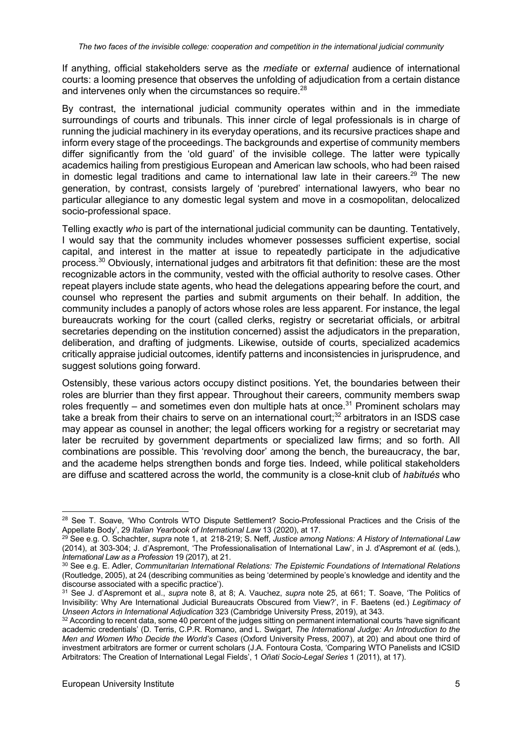If anything, official stakeholders serve as the *mediate* or *external* audience of international courts: a looming presence that observes the unfolding of adjudication from a certain distance and intervenes only when the circumstances so require.[28]

By contrast, the international judicial community operates within and in the immediate surroundings of courts and tribunals. This inner circle of legal professionals is in charge of running the judicial machinery in its everyday operations, and its recursive practices shape and inform every stage of the proceedings. The backgrounds and expertise of community members differ significantly from the 'old guard' of the invisible college. The latter were typically academics hailing from prestigious European and American law schools, who had been raised in domestic legal traditions and came to international law late in their careers.[29] The new generation, by contrast, consists largely of 'purebred' international lawyers, who bear no particular allegiance to any domestic legal system and move in a cosmopolitan, delocalized socio-professional space.

Telling exactly *who* is part of the international judicial community can be daunting. Tentatively, I would say that the community includes whomever possesses sufficient expertise, social capital, and interest in the matter at issue to repeatedly participate in the adjudicative process.[30] Obviously, international judges and arbitrators fit that definition: these are the most recognizable actors in the community, vested with the official authority to resolve cases. Other repeat players include state agents, who head the delegations appearing before the court, and counsel who represent the parties and submit arguments on their behalf. In addition, the community includes a panoply of actors whose roles are less apparent. For instance, the legal bureaucrats working for the court (called clerks, registry or secretariat officials, or arbitral secretaries depending on the institution concerned) assist the adjudicators in the preparation, deliberation, and drafting of judgments. Likewise, outside of courts, specialized academics critically appraise judicial outcomes, identify patterns and inconsistencies in jurisprudence, and suggest solutions going forward.

Ostensibly, these various actors occupy distinct positions. Yet, the boundaries between their roles are blurrier than they first appear. Throughout their careers, community members swap roles frequently – and sometimes even don multiple hats at once.[31] Prominent scholars may take a break from their chairs to serve on an international court;[32] arbitrators in an ISDS case may appear as counsel in another; the legal officers working for a registry or secretariat may later be recruited by government departments or specialized law firms; and so forth. All combinations are possible. This 'revolving door' among the bench, the bureaucracy, the bar, and the academe helps strengthen bonds and forge ties. Indeed, while political stakeholders are diffuse and scattered across the world, the community is a close-knit club of *habitués* who

---

[28] See T. Soave, 'Who Controls WTO Dispute Settlement? Socio-Professional Practices and the Crisis of the Appellate Body', 29 *Italian Yearbook of International Law* 13 (2020), at 17.

[29] See e.g. O. Schachter, *supra* note 1, at 218-219; S. Neff, *Justice among Nations: A History of International Law* (2014), at 303-304; J. d'Aspremont, 'The Professionalisation of International Law', in J. d'Aspremont *et al.* (eds.), *International Law as a Profession* 19 (2017), at 21.

[30] See e.g. E. Adler, *Communitarian International Relations: The Epistemic Foundations of International Relations* (Routledge, 2005), at 24 (describing communities as being 'determined by people's knowledge and identity and the discourse associated with a specific practice').

[31] See J. d'Aspremont et al., *supra* note 8, at 8; A. Vauchez, *supra* note 25, at 661; T. Soave, 'The Politics of Invisibility: Why Are International Judicial Bureaucrats Obscured from View?', in F. Baetens (ed.) *Legitimacy of Unseen Actors in International Adjudication* 323 (Cambridge University Press, 2019), at 343.

[32] According to recent data, some 40 percent of the judges sitting on permanent international courts 'have significant academic credentials' (D. Terris, C.P.R. Romano, and L. Swigart, *The International Judge: An Introduction to the Men and Women Who Decide the World's Cases* (Oxford University Press, 2007), at 20) and about one third of investment arbitrators are former or current scholars (J.A. Fontoura Costa, 'Comparing WTO Panelists and ICSID Arbitrators: The Creation of International Legal Fields', 1 *Oñati Socio-Legal Series* 1 (2011), at 17).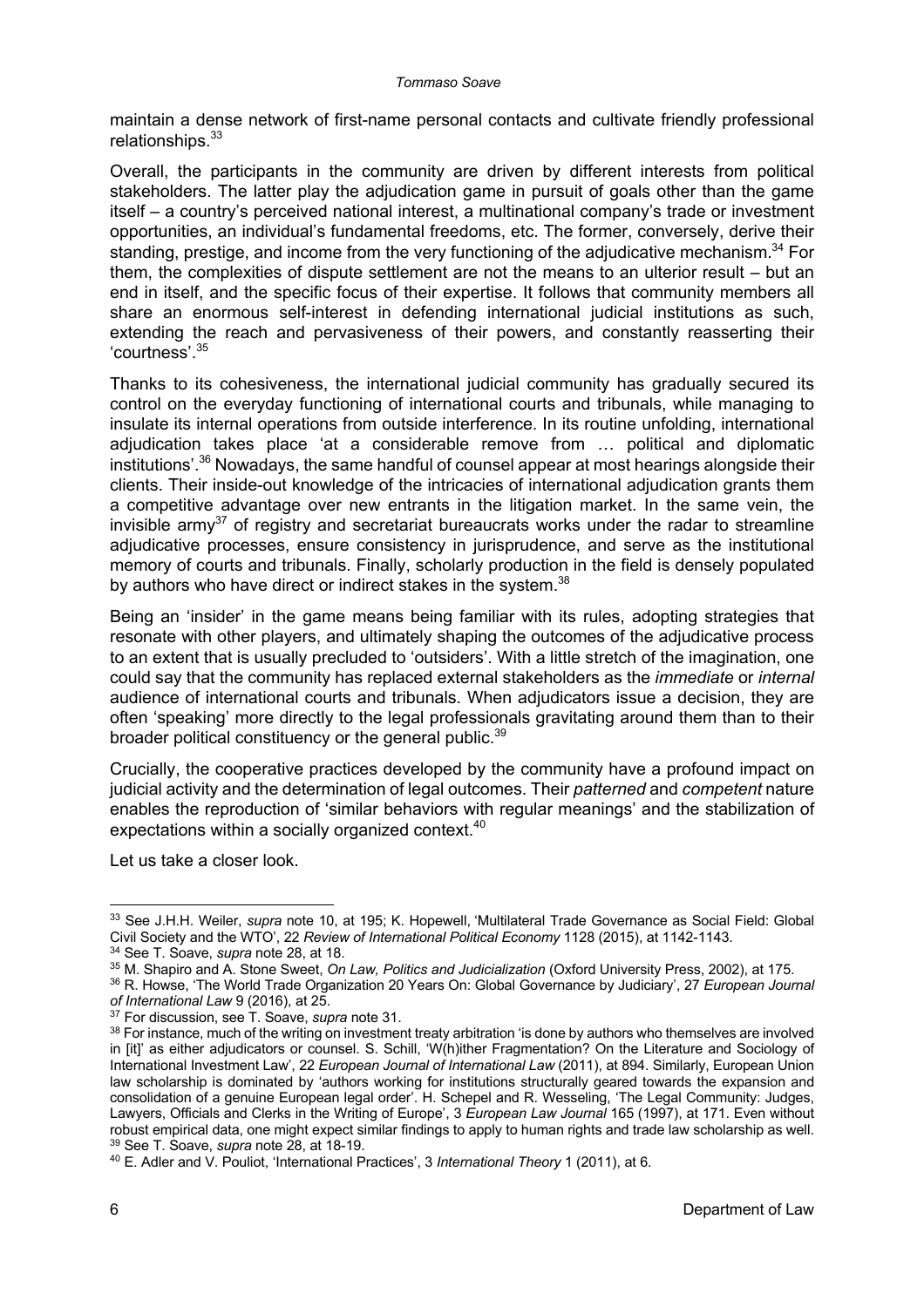maintain a dense network of first-name personal contacts and cultivate friendly professional relationships.[33]

Overall, the participants in the community are driven by different interests from political stakeholders. The latter play the adjudication game in pursuit of goals other than the game itself – a country's perceived national interest, a multinational company's trade or investment opportunities, an individual's fundamental freedoms, etc. The former, conversely, derive their standing, prestige, and income from the very functioning of the adjudicative mechanism.[34] For them, the complexities of dispute settlement are not the means to an ulterior result – but an end in itself, and the specific focus of their expertise. It follows that community members all share an enormous self-interest in defending international judicial institutions as such, extending the reach and pervasiveness of their powers, and constantly reasserting their 'courtness'.[35]

Thanks to its cohesiveness, the international judicial community has gradually secured its control on the everyday functioning of international courts and tribunals, while managing to insulate its internal operations from outside interference. In its routine unfolding, international adjudication takes place 'at a considerable remove from … political and diplomatic institutions'.[36] Nowadays, the same handful of counsel appear at most hearings alongside their clients. Their inside-out knowledge of the intricacies of international adjudication grants them a competitive advantage over new entrants in the litigation market. In the same vein, the invisible army[37] of registry and secretariat bureaucrats works under the radar to streamline adjudicative processes, ensure consistency in jurisprudence, and serve as the institutional memory of courts and tribunals. Finally, scholarly production in the field is densely populated by authors who have direct or indirect stakes in the system.[38]

Being an 'insider' in the game means being familiar with its rules, adopting strategies that resonate with other players, and ultimately shaping the outcomes of the adjudicative process to an extent that is usually precluded to 'outsiders'. With a little stretch of the imagination, one could say that the community has replaced external stakeholders as the *immediate* or *internal* audience of international courts and tribunals. When adjudicators issue a decision, they are often 'speaking' more directly to the legal professionals gravitating around them than to their broader political constituency or the general public.[39]

Crucially, the cooperative practices developed by the community have a profound impact on judicial activity and the determination of legal outcomes. Their *patterned* and *competent* nature enables the reproduction of 'similar behaviors with regular meanings' and the stabilization of expectations within a socially organized context.[40]

Let us take a closer look.

---

[33] See J.H.H. Weiler, *supra* note 10, at 195; K. Hopewell, 'Multilateral Trade Governance as Social Field: Global Civil Society and the WTO', 22 *Review of International Political Economy* 1128 (2015), at 1142-1143.

[34] See T. Soave, *supra* note 28, at 18.

[35] M. Shapiro and A. Stone Sweet, *On Law, Politics and Judicialization* (Oxford University Press, 2002), at 175.

[36] R. Howse, 'The World Trade Organization 20 Years On: Global Governance by Judiciary', 27 *European Journal of International Law* 9 (2016), at 25.

[37] For discussion, see T. Soave, *supra* note 31.

[38] For instance, much of the writing on investment treaty arbitration 'is done by authors who themselves are involved in [it]' as either adjudicators or counsel. S. Schill, 'W(h)ither Fragmentation? On the Literature and Sociology of International Investment Law', 22 *European Journal of International Law* (2011), at 894. Similarly, European Union law scholarship is dominated by 'authors working for institutions structurally geared towards the expansion and consolidation of a genuine European legal order'. H. Schepel and R. Wesseling, 'The Legal Community: Judges, Lawyers, Officials and Clerks in the Writing of Europe', 3 *European Law Journal* 165 (1997), at 171. Even without robust empirical data, one might expect similar findings to apply to human rights and trade law scholarship as well.

[39] See T. Soave, *supra* note 28, at 18-19.

[40] E. Adler and V. Pouliot, 'International Practices', 3 *International Theory* 1 (2011), at 6.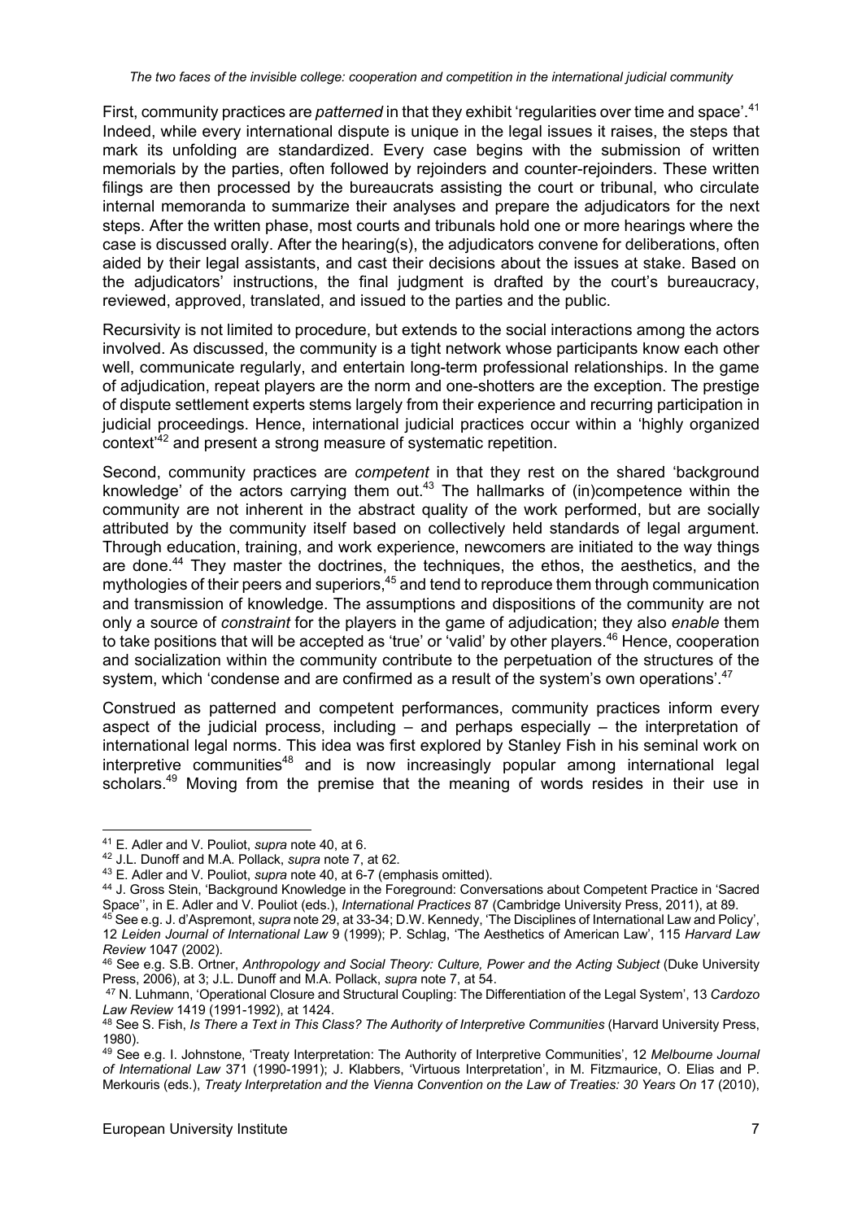First, community practices are *patterned* in that they exhibit 'regularities over time and space'.[41] Indeed, while every international dispute is unique in the legal issues it raises, the steps that mark its unfolding are standardized. Every case begins with the submission of written memorials by the parties, often followed by rejoinders and counter-rejoinders. These written filings are then processed by the bureaucrats assisting the court or tribunal, who circulate internal memoranda to summarize their analyses and prepare the adjudicators for the next steps. After the written phase, most courts and tribunals hold one or more hearings where the case is discussed orally. After the hearing(s), the adjudicators convene for deliberations, often aided by their legal assistants, and cast their decisions about the issues at stake. Based on the adjudicators' instructions, the final judgment is drafted by the court's bureaucracy, reviewed, approved, translated, and issued to the parties and the public.

Recursivity is not limited to procedure, but extends to the social interactions among the actors involved. As discussed, the community is a tight network whose participants know each other well, communicate regularly, and entertain long-term professional relationships. In the game of adjudication, repeat players are the norm and one-shotters are the exception. The prestige of dispute settlement experts stems largely from their experience and recurring participation in judicial proceedings. Hence, international judicial practices occur within a 'highly organized context'[42] and present a strong measure of systematic repetition.

Second, community practices are *competent* in that they rest on the shared 'background knowledge' of the actors carrying them out.[43] The hallmarks of (in)competence within the community are not inherent in the abstract quality of the work performed, but are socially attributed by the community itself based on collectively held standards of legal argument. Through education, training, and work experience, newcomers are initiated to the way things are done.[44] They master the doctrines, the techniques, the ethos, the aesthetics, and the mythologies of their peers and superiors,[45] and tend to reproduce them through communication and transmission of knowledge. The assumptions and dispositions of the community are not only a source of *constraint* for the players in the game of adjudication; they also *enable* them to take positions that will be accepted as 'true' or 'valid' by other players.[46] Hence, cooperation and socialization within the community contribute to the perpetuation of the structures of the system, which 'condense and are confirmed as a result of the system's own operations'.[47]

Construed as patterned and competent performances, community practices inform every aspect of the judicial process, including – and perhaps especially – the interpretation of international legal norms. This idea was first explored by Stanley Fish in his seminal work on interpretive communities[48] and is now increasingly popular among international legal scholars.[49] Moving from the premise that the meaning of words resides in their use in

---

[41] E. Adler and V. Pouliot, *supra* note 40, at 6.

[42] J.L. Dunoff and M.A. Pollack, *supra* note 7, at 62.

[43] E. Adler and V. Pouliot, *supra* note 40, at 6-7 (emphasis omitted).

[44] J. Gross Stein, 'Background Knowledge in the Foreground: Conversations about Competent Practice in 'Sacred Space'', in E. Adler and V. Pouliot (eds.), *International Practices* 87 (Cambridge University Press, 2011), at 89.

[45] See e.g. J. d'Aspremont, *supra* note 29, at 33-34; D.W. Kennedy, 'The Disciplines of International Law and Policy', 12 *Leiden Journal of International Law* 9 (1999); P. Schlag, 'The Aesthetics of American Law', 115 *Harvard Law Review* 1047 (2002).

[46] See e.g. S.B. Ortner, *Anthropology and Social Theory: Culture, Power and the Acting Subject* (Duke University Press, 2006), at 3; J.L. Dunoff and M.A. Pollack, *supra* note 7, at 54.

[47] N. Luhmann, 'Operational Closure and Structural Coupling: The Differentiation of the Legal System', 13 *Cardozo Law Review* 1419 (1991-1992), at 1424.

[48] See S. Fish, *Is There a Text in This Class? The Authority of Interpretive Communities* (Harvard University Press, 1980).

[49] See e.g. I. Johnstone, 'Treaty Interpretation: The Authority of Interpretive Communities', 12 *Melbourne Journal of International Law* 371 (1990-1991); J. Klabbers, 'Virtuous Interpretation', in M. Fitzmaurice, O. Elias and P. Merkouris (eds.), *Treaty Interpretation and the Vienna Convention on the Law of Treaties: 30 Years On* 17 (2010),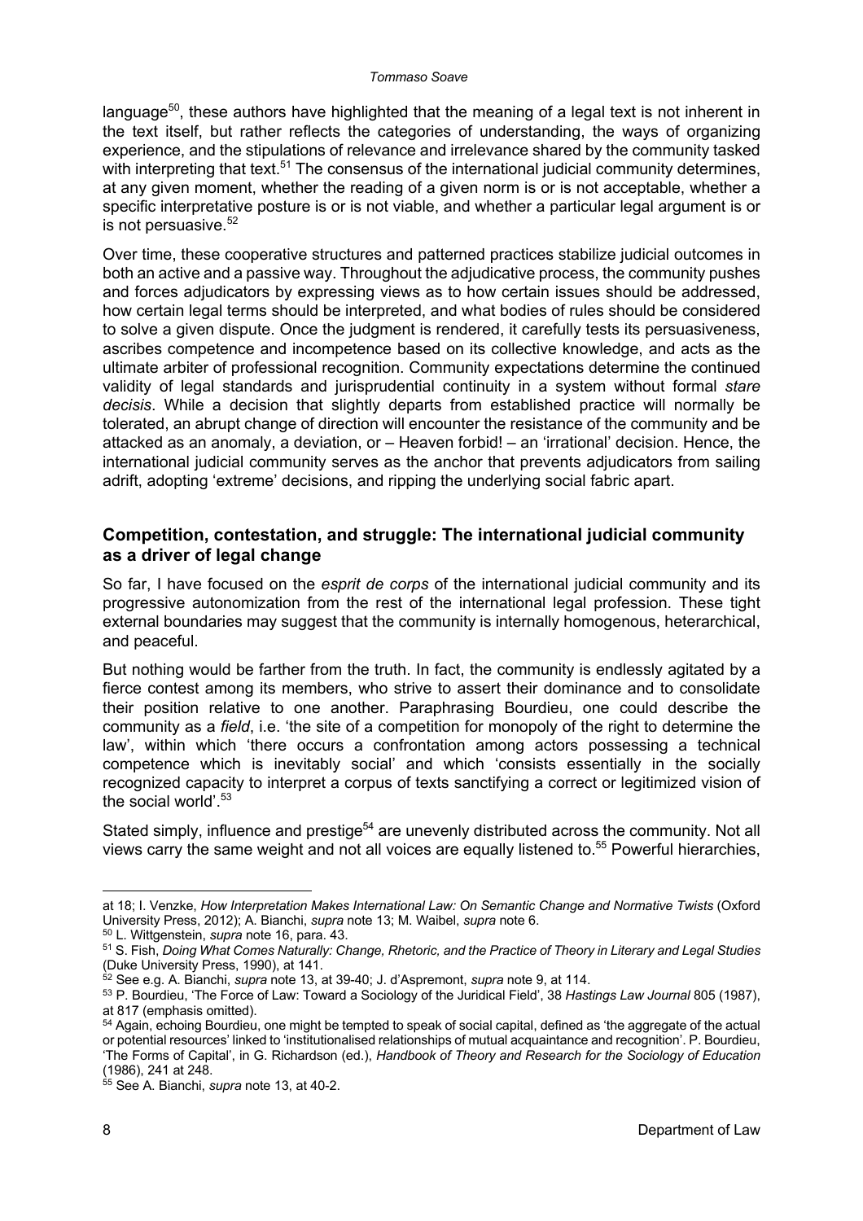language[50], these authors have highlighted that the meaning of a legal text is not inherent in the text itself, but rather reflects the categories of understanding, the ways of organizing experience, and the stipulations of relevance and irrelevance shared by the community tasked with interpreting that text.[51] The consensus of the international judicial community determines, at any given moment, whether the reading of a given norm is or is not acceptable, whether a specific interpretative posture is or is not viable, and whether a particular legal argument is or is not persuasive.[52]

Over time, these cooperative structures and patterned practices stabilize judicial outcomes in both an active and a passive way. Throughout the adjudicative process, the community pushes and forces adjudicators by expressing views as to how certain issues should be addressed, how certain legal terms should be interpreted, and what bodies of rules should be considered to solve a given dispute. Once the judgment is rendered, it carefully tests its persuasiveness, ascribes competence and incompetence based on its collective knowledge, and acts as the ultimate arbiter of professional recognition. Community expectations determine the continued validity of legal standards and jurisprudential continuity in a system without formal *stare decisis*. While a decision that slightly departs from established practice will normally be tolerated, an abrupt change of direction will encounter the resistance of the community and be attacked as an anomaly, a deviation, or – Heaven forbid! – an 'irrational' decision. Hence, the international judicial community serves as the anchor that prevents adjudicators from sailing adrift, adopting 'extreme' decisions, and ripping the underlying social fabric apart.

## Competition, contestation, and struggle: The international judicial community as a driver of legal change

So far, I have focused on the *esprit de corps* of the international judicial community and its progressive autonomization from the rest of the international legal profession. These tight external boundaries may suggest that the community is internally homogenous, heterarchical, and peaceful.

But nothing would be farther from the truth. In fact, the community is endlessly agitated by a fierce contest among its members, who strive to assert their dominance and to consolidate their position relative to one another. Paraphrasing Bourdieu, one could describe the community as a *field*, i.e. 'the site of a competition for monopoly of the right to determine the law', within which 'there occurs a confrontation among actors possessing a technical competence which is inevitably social' and which 'consists essentially in the socially recognized capacity to interpret a corpus of texts sanctifying a correct or legitimized vision of the social world'.[53]

Stated simply, influence and prestige[54] are unevenly distributed across the community. Not all views carry the same weight and not all voices are equally listened to.[55] Powerful hierarchies,

---

at 18; I. Venzke, *How Interpretation Makes International Law: On Semantic Change and Normative Twists* (Oxford University Press, 2012); A. Bianchi, *supra* note 13; M. Waibel, *supra* note 6.

[50] L. Wittgenstein, *supra* note 16, para. 43.

[51] S. Fish, *Doing What Comes Naturally: Change, Rhetoric, and the Practice of Theory in Literary and Legal Studies* (Duke University Press, 1990), at 141.

[52] See e.g. A. Bianchi, *supra* note 13, at 39-40; J. d'Aspremont, *supra* note 9, at 114.

[53] P. Bourdieu, 'The Force of Law: Toward a Sociology of the Juridical Field', 38 *Hastings Law Journal* 805 (1987), at 817 (emphasis omitted).

[54] Again, echoing Bourdieu, one might be tempted to speak of social capital, defined as 'the aggregate of the actual or potential resources' linked to 'institutionalised relationships of mutual acquaintance and recognition'. P. Bourdieu, 'The Forms of Capital', in G. Richardson (ed.), *Handbook of Theory and Research for the Sociology of Education* (1986), 241 at 248.

[55] See A. Bianchi, *supra* note 13, at 40-2.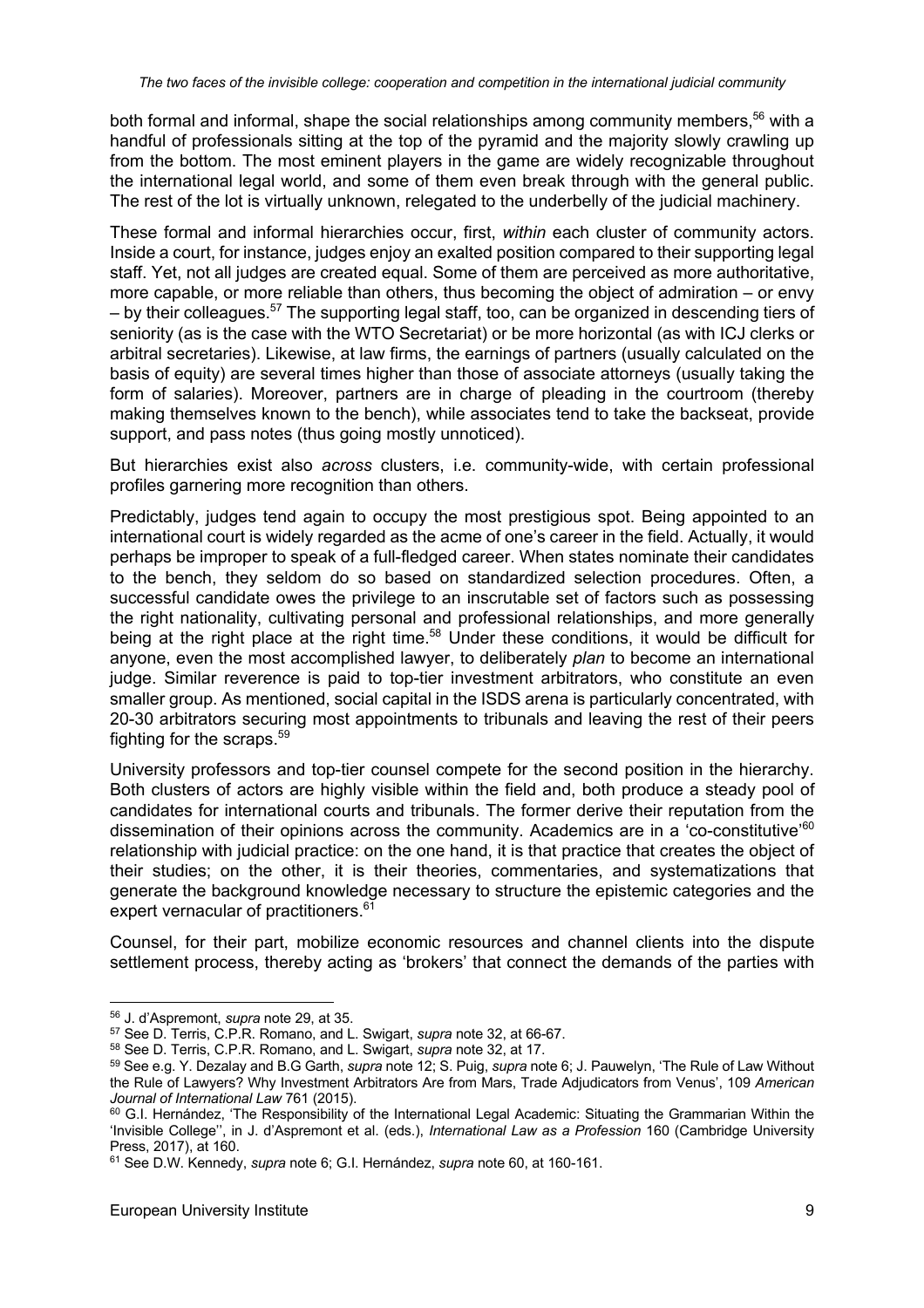both formal and informal, shape the social relationships among community members,[56] with a handful of professionals sitting at the top of the pyramid and the majority slowly crawling up from the bottom. The most eminent players in the game are widely recognizable throughout the international legal world, and some of them even break through with the general public. The rest of the lot is virtually unknown, relegated to the underbelly of the judicial machinery.

These formal and informal hierarchies occur, first, *within* each cluster of community actors. Inside a court, for instance, judges enjoy an exalted position compared to their supporting legal staff. Yet, not all judges are created equal. Some of them are perceived as more authoritative, more capable, or more reliable than others, thus becoming the object of admiration – or envy – by their colleagues.[57] The supporting legal staff, too, can be organized in descending tiers of seniority (as is the case with the WTO Secretariat) or be more horizontal (as with ICJ clerks or arbitral secretaries). Likewise, at law firms, the earnings of partners (usually calculated on the basis of equity) are several times higher than those of associate attorneys (usually taking the form of salaries). Moreover, partners are in charge of pleading in the courtroom (thereby making themselves known to the bench), while associates tend to take the backseat, provide support, and pass notes (thus going mostly unnoticed).

But hierarchies exist also *across* clusters, i.e. community-wide, with certain professional profiles garnering more recognition than others.

Predictably, judges tend again to occupy the most prestigious spot. Being appointed to an international court is widely regarded as the acme of one's career in the field. Actually, it would perhaps be improper to speak of a full-fledged career. When states nominate their candidates to the bench, they seldom do so based on standardized selection procedures. Often, a successful candidate owes the privilege to an inscrutable set of factors such as possessing the right nationality, cultivating personal and professional relationships, and more generally being at the right place at the right time.[58] Under these conditions, it would be difficult for anyone, even the most accomplished lawyer, to deliberately *plan* to become an international judge. Similar reverence is paid to top-tier investment arbitrators, who constitute an even smaller group. As mentioned, social capital in the ISDS arena is particularly concentrated, with 20-30 arbitrators securing most appointments to tribunals and leaving the rest of their peers fighting for the scraps.[59]

University professors and top-tier counsel compete for the second position in the hierarchy. Both clusters of actors are highly visible within the field and, both produce a steady pool of candidates for international courts and tribunals. The former derive their reputation from the dissemination of their opinions across the community. Academics are in a 'co-constitutive'[60] relationship with judicial practice: on the one hand, it is that practice that creates the object of their studies; on the other, it is their theories, commentaries, and systematizations that generate the background knowledge necessary to structure the epistemic categories and the expert vernacular of practitioners.[61]

Counsel, for their part, mobilize economic resources and channel clients into the dispute settlement process, thereby acting as 'brokers' that connect the demands of the parties with

---

[56] J. d'Aspremont, *supra* note 29, at 35.

[57] See D. Terris, C.P.R. Romano, and L. Swigart, *supra* note 32, at 66-67.

[58] See D. Terris, C.P.R. Romano, and L. Swigart, *supra* note 32, at 17.

[59] See e.g. Y. Dezalay and B.G Garth, *supra* note 12; S. Puig, *supra* note 6; J. Pauwelyn, 'The Rule of Law Without the Rule of Lawyers? Why Investment Arbitrators Are from Mars, Trade Adjudicators from Venus', 109 *American Journal of International Law* 761 (2015).

[60] G.I. Hernández, 'The Responsibility of the International Legal Academic: Situating the Grammarian Within the 'Invisible College'', in J. d'Aspremont et al. (eds.), *International Law as a Profession* 160 (Cambridge University Press, 2017), at 160.

[61] See D.W. Kennedy, *supra* note 6; G.I. Hernández, *supra* note 60, at 160-161.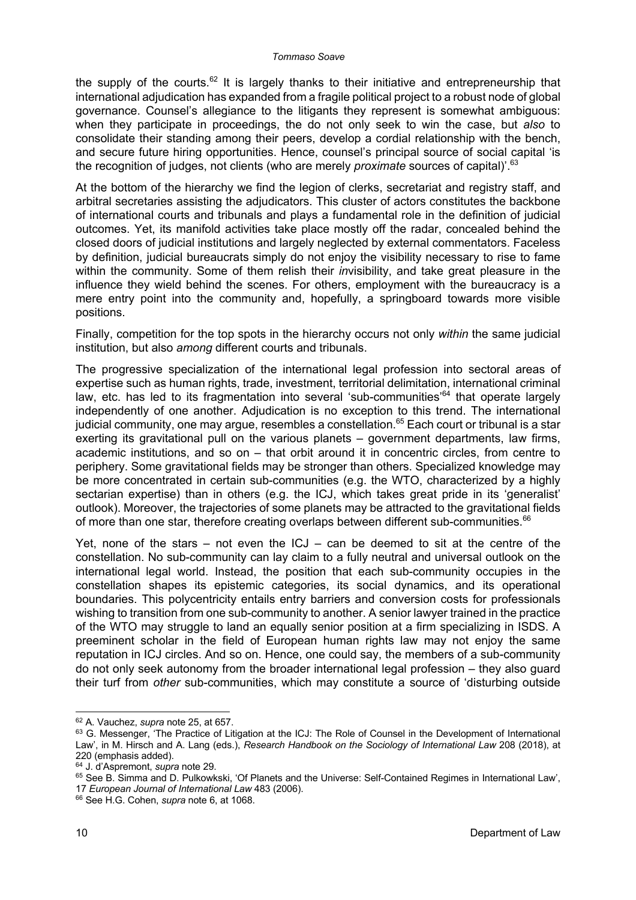the supply of the courts.[62] It is largely thanks to their initiative and entrepreneurship that international adjudication has expanded from a fragile political project to a robust node of global governance. Counsel's allegiance to the litigants they represent is somewhat ambiguous: when they participate in proceedings, the do not only seek to win the case, but *also* to consolidate their standing among their peers, develop a cordial relationship with the bench, and secure future hiring opportunities. Hence, counsel's principal source of social capital 'is the recognition of judges, not clients (who are merely *proximate* sources of capital)'.[63]

At the bottom of the hierarchy we find the legion of clerks, secretariat and registry staff, and arbitral secretaries assisting the adjudicators. This cluster of actors constitutes the backbone of international courts and tribunals and plays a fundamental role in the definition of judicial outcomes. Yet, its manifold activities take place mostly off the radar, concealed behind the closed doors of judicial institutions and largely neglected by external commentators. Faceless by definition, judicial bureaucrats simply do not enjoy the visibility necessary to rise to fame within the community. Some of them relish their *in*visibility, and take great pleasure in the influence they wield behind the scenes. For others, employment with the bureaucracy is a mere entry point into the community and, hopefully, a springboard towards more visible positions.

Finally, competition for the top spots in the hierarchy occurs not only *within* the same judicial institution, but also *among* different courts and tribunals.

The progressive specialization of the international legal profession into sectoral areas of expertise such as human rights, trade, investment, territorial delimitation, international criminal law, etc. has led to its fragmentation into several 'sub-communities'[64] that operate largely independently of one another. Adjudication is no exception to this trend. The international judicial community, one may argue, resembles a constellation.[65] Each court or tribunal is a star exerting its gravitational pull on the various planets – government departments, law firms, academic institutions, and so on – that orbit around it in concentric circles, from centre to periphery. Some gravitational fields may be stronger than others. Specialized knowledge may be more concentrated in certain sub-communities (e.g. the WTO, characterized by a highly sectarian expertise) than in others (e.g. the ICJ, which takes great pride in its 'generalist' outlook). Moreover, the trajectories of some planets may be attracted to the gravitational fields of more than one star, therefore creating overlaps between different sub-communities.[66]

Yet, none of the stars – not even the ICJ – can be deemed to sit at the centre of the constellation. No sub-community can lay claim to a fully neutral and universal outlook on the international legal world. Instead, the position that each sub-community occupies in the constellation shapes its epistemic categories, its social dynamics, and its operational boundaries. This polycentricity entails entry barriers and conversion costs for professionals wishing to transition from one sub-community to another. A senior lawyer trained in the practice of the WTO may struggle to land an equally senior position at a firm specializing in ISDS. A preeminent scholar in the field of European human rights law may not enjoy the same reputation in ICJ circles. And so on. Hence, one could say, the members of a sub-community do not only seek autonomy from the broader international legal profession – they also guard their turf from *other* sub-communities, which may constitute a source of 'disturbing outside

---

[62] A. Vauchez, *supra* note 25, at 657.

[63] G. Messenger, 'The Practice of Litigation at the ICJ: The Role of Counsel in the Development of International Law', in M. Hirsch and A. Lang (eds.), *Research Handbook on the Sociology of International Law* 208 (2018), at 220 (emphasis added).

[64] J. d'Aspremont, *supra* note 29.

[65] See B. Simma and D. Pulkowkski, 'Of Planets and the Universe: Self-Contained Regimes in International Law', 17 *European Journal of International Law* 483 (2006).

[66] See H.G. Cohen, *supra* note 6, at 1068.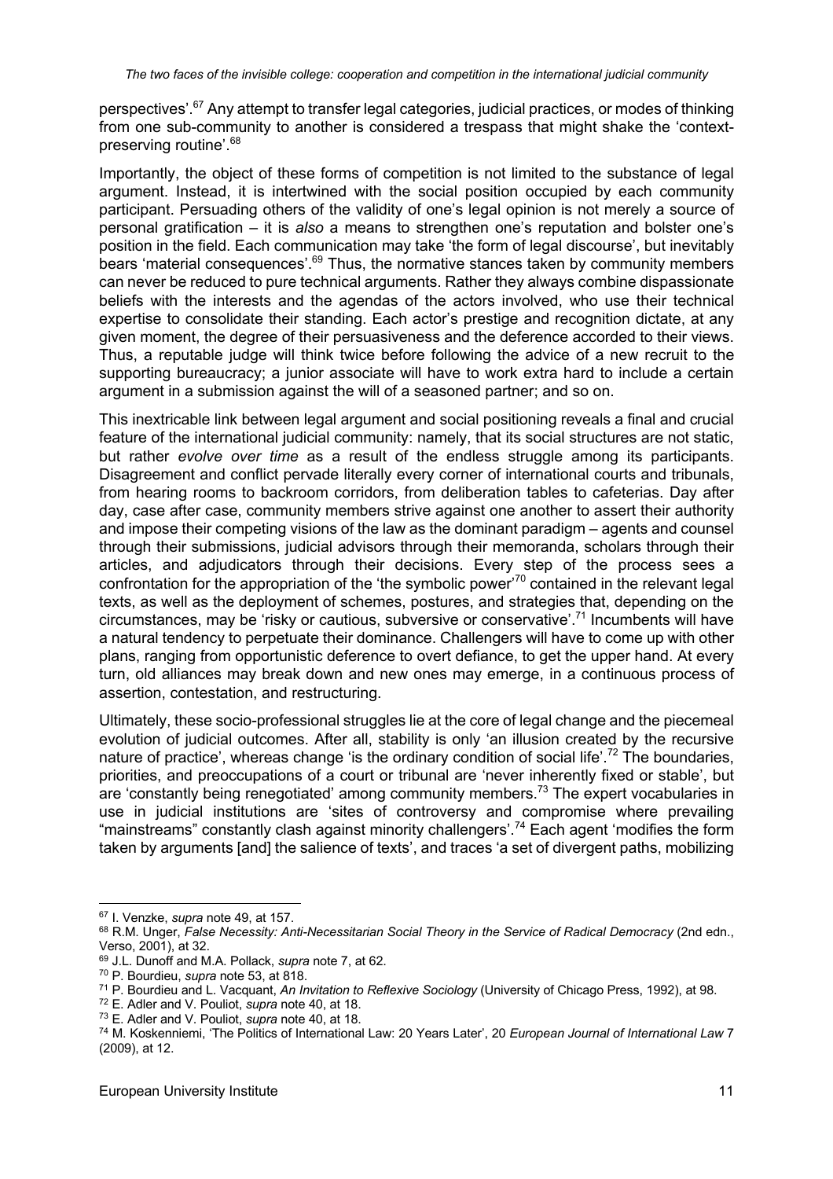perspectives'.[67] Any attempt to transfer legal categories, judicial practices, or modes of thinking from one sub-community to another is considered a trespass that might shake the 'context-preserving routine'.[68]

Importantly, the object of these forms of competition is not limited to the substance of legal argument. Instead, it is intertwined with the social position occupied by each community participant. Persuading others of the validity of one's legal opinion is not merely a source of personal gratification – it is *also* a means to strengthen one's reputation and bolster one's position in the field. Each communication may take 'the form of legal discourse', but inevitably bears 'material consequences'.[69] Thus, the normative stances taken by community members can never be reduced to pure technical arguments. Rather they always combine dispassionate beliefs with the interests and the agendas of the actors involved, who use their technical expertise to consolidate their standing. Each actor's prestige and recognition dictate, at any given moment, the degree of their persuasiveness and the deference accorded to their views. Thus, a reputable judge will think twice before following the advice of a new recruit to the supporting bureaucracy; a junior associate will have to work extra hard to include a certain argument in a submission against the will of a seasoned partner; and so on.

This inextricable link between legal argument and social positioning reveals a final and crucial feature of the international judicial community: namely, that its social structures are not static, but rather *evolve over time* as a result of the endless struggle among its participants. Disagreement and conflict pervade literally every corner of international courts and tribunals, from hearing rooms to backroom corridors, from deliberation tables to cafeterias. Day after day, case after case, community members strive against one another to assert their authority and impose their competing visions of the law as the dominant paradigm – agents and counsel through their submissions, judicial advisors through their memoranda, scholars through their articles, and adjudicators through their decisions. Every step of the process sees a confrontation for the appropriation of the 'the symbolic power'[70] contained in the relevant legal texts, as well as the deployment of schemes, postures, and strategies that, depending on the circumstances, may be 'risky or cautious, subversive or conservative'.[71] Incumbents will have a natural tendency to perpetuate their dominance. Challengers will have to come up with other plans, ranging from opportunistic deference to overt defiance, to get the upper hand. At every turn, old alliances may break down and new ones may emerge, in a continuous process of assertion, contestation, and restructuring.

Ultimately, these socio-professional struggles lie at the core of legal change and the piecemeal evolution of judicial outcomes. After all, stability is only 'an illusion created by the recursive nature of practice', whereas change 'is the ordinary condition of social life'.[72] The boundaries, priorities, and preoccupations of a court or tribunal are 'never inherently fixed or stable', but are 'constantly being renegotiated' among community members.[73] The expert vocabularies in use in judicial institutions are 'sites of controversy and compromise where prevailing "mainstreams" constantly clash against minority challengers'.[74] Each agent 'modifies the form taken by arguments [and] the salience of texts', and traces 'a set of divergent paths, mobilizing

---

[67] I. Venzke, *supra* note 49, at 157.

[68] R.M. Unger, *False Necessity: Anti-Necessitarian Social Theory in the Service of Radical Democracy* (2nd edn., Verso, 2001), at 32.

[69] J.L. Dunoff and M.A. Pollack, *supra* note 7, at 62.

[70] P. Bourdieu, *supra* note 53, at 818.

[71] P. Bourdieu and L. Vacquant, *An Invitation to Reflexive Sociology* (University of Chicago Press, 1992), at 98.

[72] E. Adler and V. Pouliot, *supra* note 40, at 18.

[73] E. Adler and V. Pouliot, *supra* note 40, at 18.

[74] M. Koskenniemi, 'The Politics of International Law: 20 Years Later', 20 *European Journal of International Law* 7 (2009), at 12.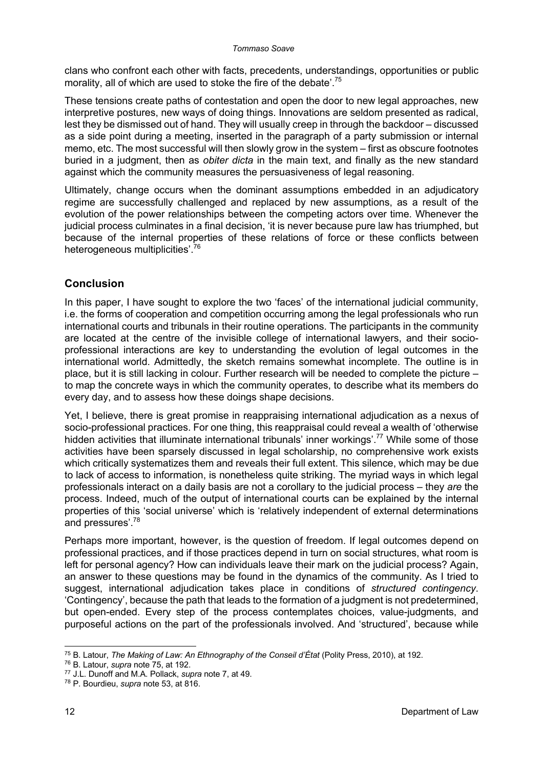clans who confront each other with facts, precedents, understandings, opportunities or public morality, all of which are used to stoke the fire of the debate'.[75]

These tensions create paths of contestation and open the door to new legal approaches, new interpretive postures, new ways of doing things. Innovations are seldom presented as radical, lest they be dismissed out of hand. They will usually creep in through the backdoor – discussed as a side point during a meeting, inserted in the paragraph of a party submission or internal memo, etc. The most successful will then slowly grow in the system – first as obscure footnotes buried in a judgment, then as *obiter dicta* in the main text, and finally as the new standard against which the community measures the persuasiveness of legal reasoning.

Ultimately, change occurs when the dominant assumptions embedded in an adjudicatory regime are successfully challenged and replaced by new assumptions, as a result of the evolution of the power relationships between the competing actors over time. Whenever the judicial process culminates in a final decision, 'it is never because pure law has triumphed, but because of the internal properties of these relations of force or these conflicts between heterogeneous multiplicities'.[76]

## Conclusion

In this paper, I have sought to explore the two 'faces' of the international judicial community, i.e. the forms of cooperation and competition occurring among the legal professionals who run international courts and tribunals in their routine operations. The participants in the community are located at the centre of the invisible college of international lawyers, and their socio-professional interactions are key to understanding the evolution of legal outcomes in the international world. Admittedly, the sketch remains somewhat incomplete. The outline is in place, but it is still lacking in colour. Further research will be needed to complete the picture – to map the concrete ways in which the community operates, to describe what its members do every day, and to assess how these doings shape decisions.

Yet, I believe, there is great promise in reappraising international adjudication as a nexus of socio-professional practices. For one thing, this reappraisal could reveal a wealth of 'otherwise hidden activities that illuminate international tribunals' inner workings'.[77] While some of those activities have been sparsely discussed in legal scholarship, no comprehensive work exists which critically systematizes them and reveals their full extent. This silence, which may be due to lack of access to information, is nonetheless quite striking. The myriad ways in which legal professionals interact on a daily basis are not a corollary to the judicial process – they *are* the process. Indeed, much of the output of international courts can be explained by the internal properties of this 'social universe' which is 'relatively independent of external determinations and pressures'.[78]

Perhaps more important, however, is the question of freedom. If legal outcomes depend on professional practices, and if those practices depend in turn on social structures, what room is left for personal agency? How can individuals leave their mark on the judicial process? Again, an answer to these questions may be found in the dynamics of the community. As I tried to suggest, international adjudication takes place in conditions of *structured contingency*. 'Contingency', because the path that leads to the formation of a judgment is not predetermined, but open-ended. Every step of the process contemplates choices, value-judgments, and purposeful actions on the part of the professionals involved. And 'structured', because while

---

[75] B. Latour, *The Making of Law: An Ethnography of the Conseil d'État* (Polity Press, 2010), at 192.

[76] B. Latour, *supra* note 75, at 192.

[77] J.L. Dunoff and M.A. Pollack, *supra* note 7, at 49.

[78] P. Bourdieu, *supra* note 53, at 816.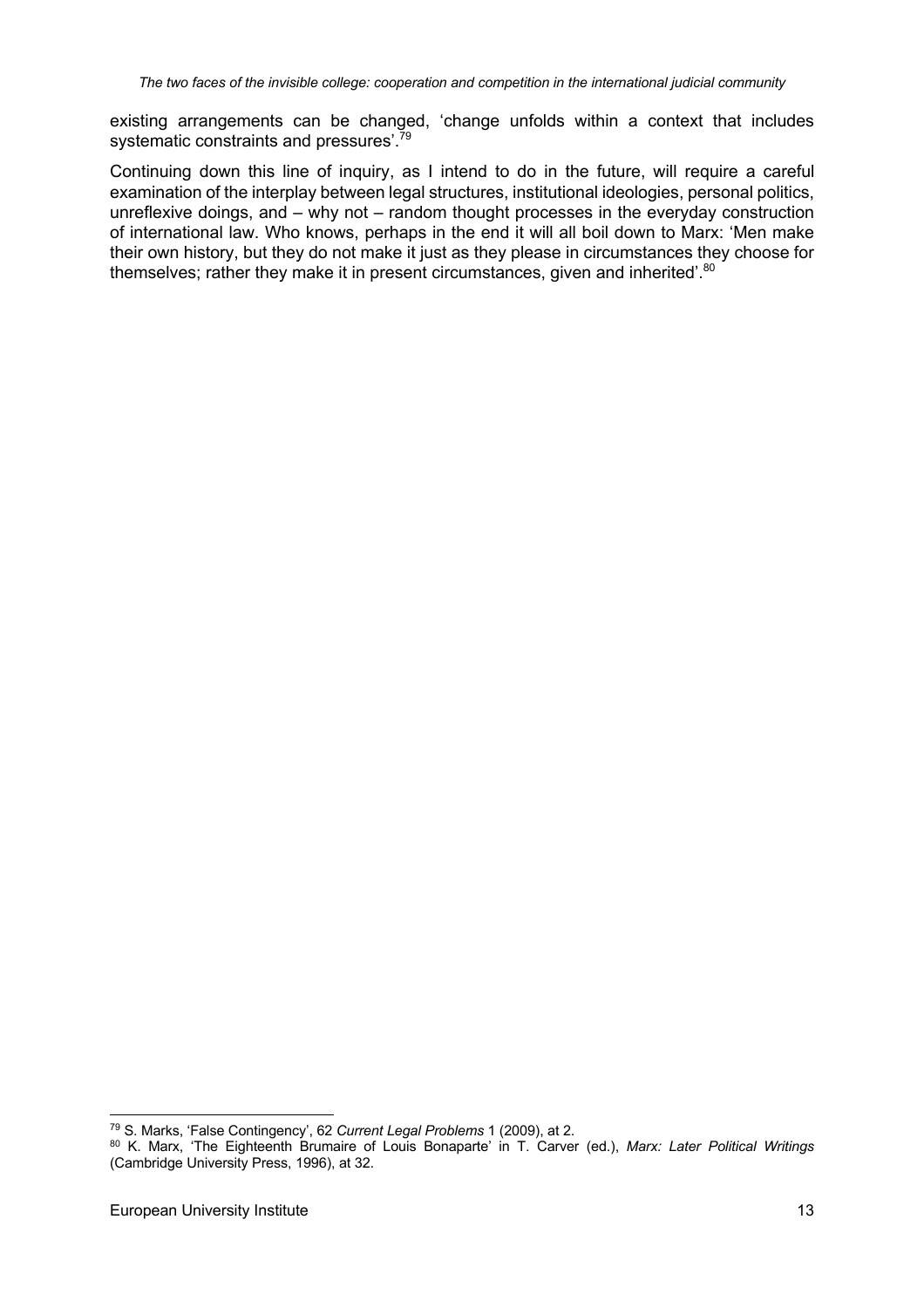existing arrangements can be changed, 'change unfolds within a context that includes systematic constraints and pressures'.[79]

Continuing down this line of inquiry, as I intend to do in the future, will require a careful examination of the interplay between legal structures, institutional ideologies, personal politics, unreflexive doings, and – why not – random thought processes in the everyday construction of international law. Who knows, perhaps in the end it will all boil down to Marx: 'Men make their own history, but they do not make it just as they please in circumstances they choose for themselves; rather they make it in present circumstances, given and inherited'.[80]

---

[79] S. Marks, 'False Contingency', 62 *Current Legal Problems* 1 (2009), at 2.

[80] K. Marx, 'The Eighteenth Brumaire of Louis Bonaparte' in T. Carver (ed.), *Marx: Later Political Writings* (Cambridge University Press, 1996), at 32.